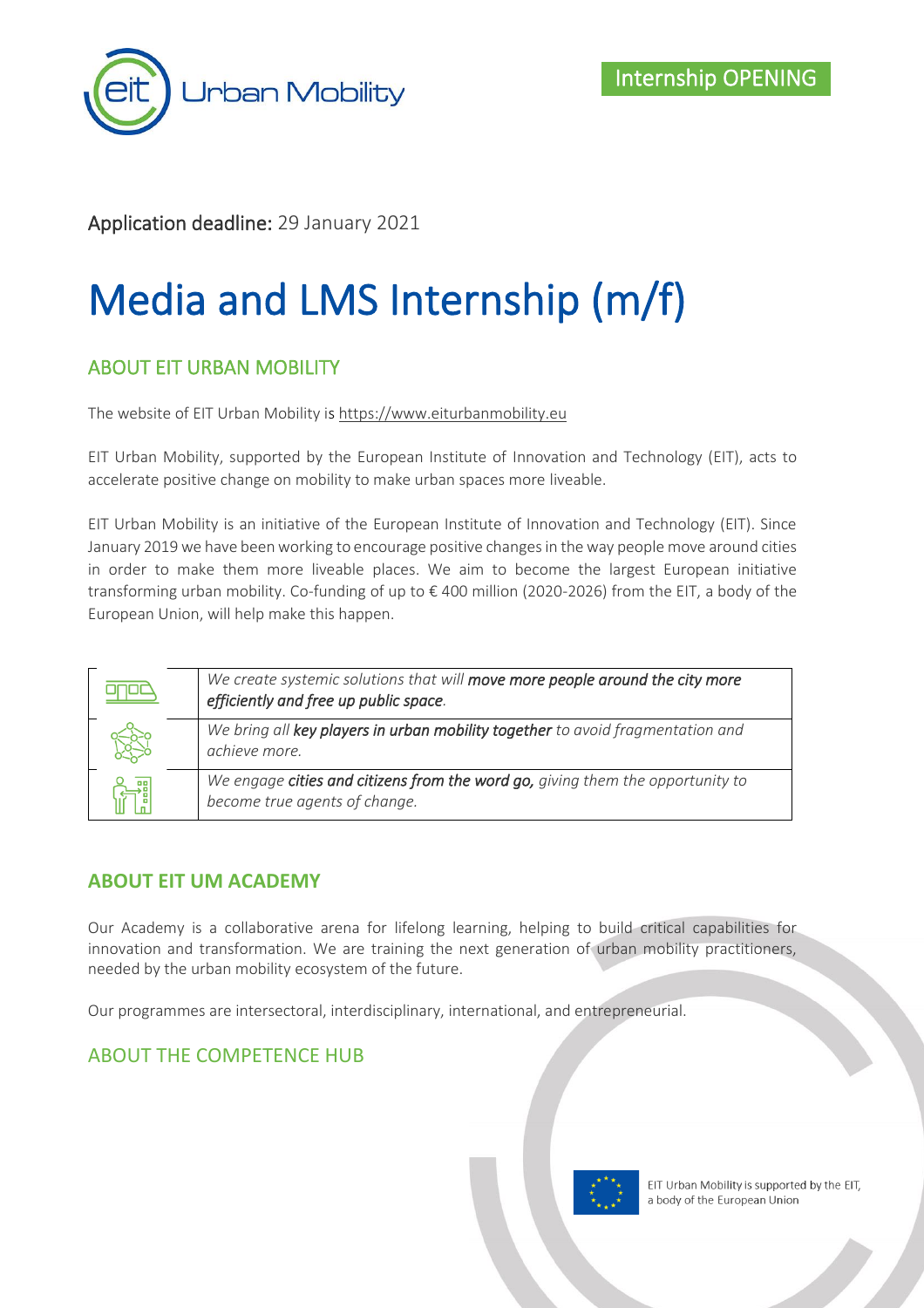Internship OPENING

**Application deadline:** 29 January 2021

# Media and LMS Internship (m/f)

## ABOUT EIT URBAN MOBILITY

The website of EIT Urban Mobility is https://www.eiturbanmobility.eu

EIT Urban Mobility, supported by the European Institute of Innovation and Technology (EIT), acts to accelerate positive change on mobility to make urban spaces more liveable.

EIT Urban Mobility is an initiative of the European Institute of Innovation and Technology (EIT). Since January 2019 we have been working to encourage positive changes in the way people move around cities in order to make them more liveable places. We aim to become the largest European initiative transforming urban mobility. Co-funding of up to € 400 million (2020-2026) from the EIT, a body of the European Union, will help make this happen.

| | |
|---|---|
| | *We create systemic solutions that will* ***move more people around the city more efficiently and free up public space****.* |
| | *We bring all* ***key players in urban mobility together*** *to avoid fragmentation and achieve more.* |
| | *We engage* ***cities and citizens from the word go,*** *giving them the opportunity to become true agents of change.* |

## ABOUT EIT UM ACADEMY

Our Academy is a collaborative arena for lifelong learning, helping to build critical capabilities for innovation and transformation. We are training the next generation of urban mobility practitioners, needed by the urban mobility ecosystem of the future.

Our programmes are intersectoral, interdisciplinary, international, and entrepreneurial.

## ABOUT THE COMPETENCE HUB

EIT Urban Mobility is supported by the EIT, a body of the European Union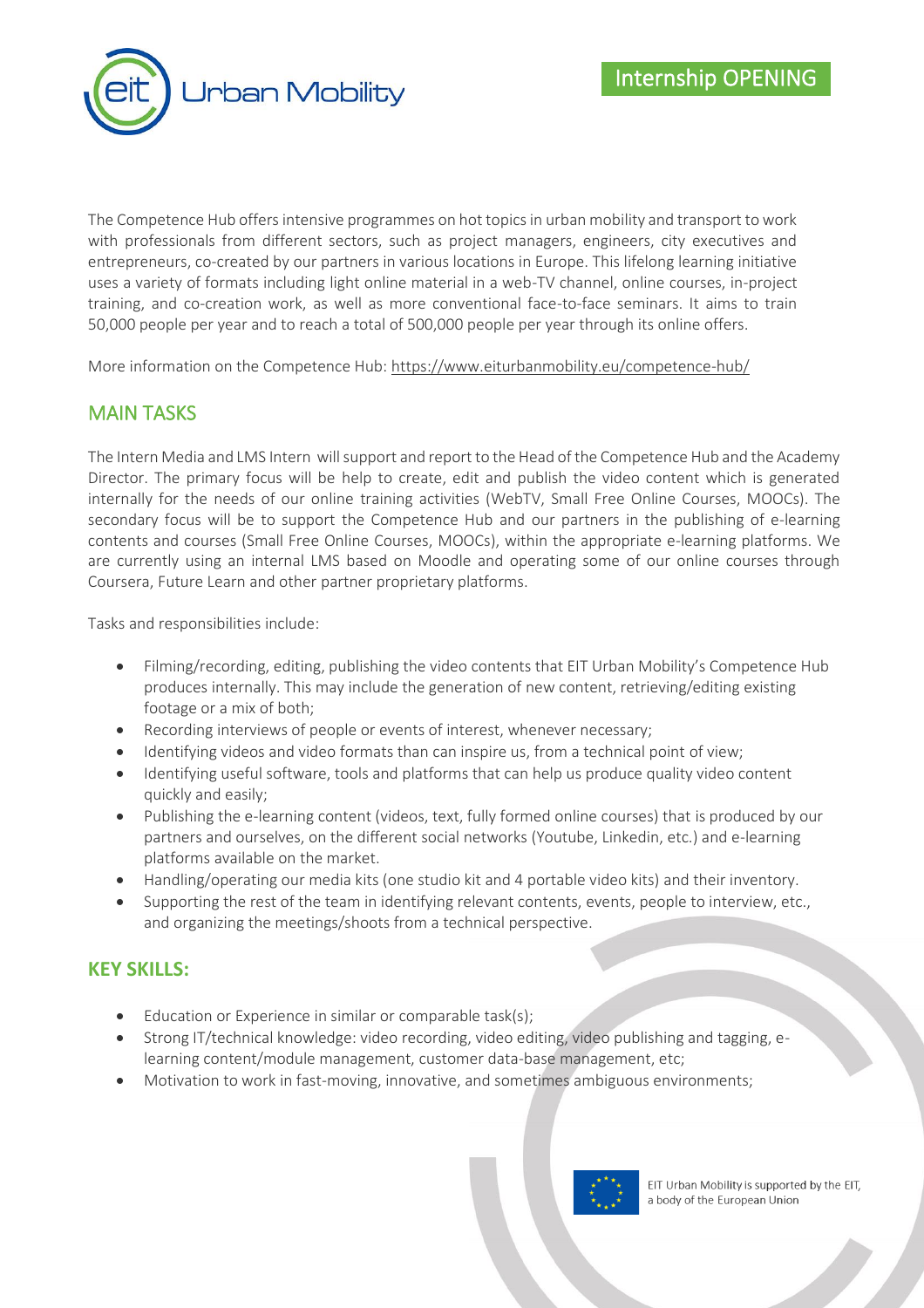The Competence Hub offers intensive programmes on hot topics in urban mobility and transport to work with professionals from different sectors, such as project managers, engineers, city executives and entrepreneurs, co-created by our partners in various locations in Europe. This lifelong learning initiative uses a variety of formats including light online material in a web-TV channel, online courses, in-project training, and co-creation work, as well as more conventional face-to-face seminars. It aims to train 50,000 people per year and to reach a total of 500,000 people per year through its online offers.

More information on the Competence Hub: https://www.eiturbanmobility.eu/competence-hub/

## MAIN TASKS

The Intern Media and LMS Intern will support and report to the Head of the Competence Hub and the Academy Director. The primary focus will be help to create, edit and publish the video content which is generated internally for the needs of our online training activities (WebTV, Small Free Online Courses, MOOCs). The secondary focus will be to support the Competence Hub and our partners in the publishing of e-learning contents and courses (Small Free Online Courses, MOOCs), within the appropriate e-learning platforms. We are currently using an internal LMS based on Moodle and operating some of our online courses through Coursera, Future Learn and other partner proprietary platforms.

Tasks and responsibilities include:

- Filming/recording, editing, publishing the video contents that EIT Urban Mobility's Competence Hub produces internally. This may include the generation of new content, retrieving/editing existing footage or a mix of both;
- Recording interviews of people or events of interest, whenever necessary;
- Identifying videos and video formats than can inspire us, from a technical point of view;
- Identifying useful software, tools and platforms that can help us produce quality video content quickly and easily;
- Publishing the e-learning content (videos, text, fully formed online courses) that is produced by our partners and ourselves, on the different social networks (Youtube, Linkedin, etc.) and e-learning platforms available on the market.
- Handling/operating our media kits (one studio kit and 4 portable video kits) and their inventory.
- Supporting the rest of the team in identifying relevant contents, events, people to interview, etc., and organizing the meetings/shoots from a technical perspective.

## KEY SKILLS:

- Education or Experience in similar or comparable task(s);
- Strong IT/technical knowledge: video recording, video editing, video publishing and tagging, e-learning content/module management, customer data-base management, etc;
- Motivation to work in fast-moving, innovative, and sometimes ambiguous environments;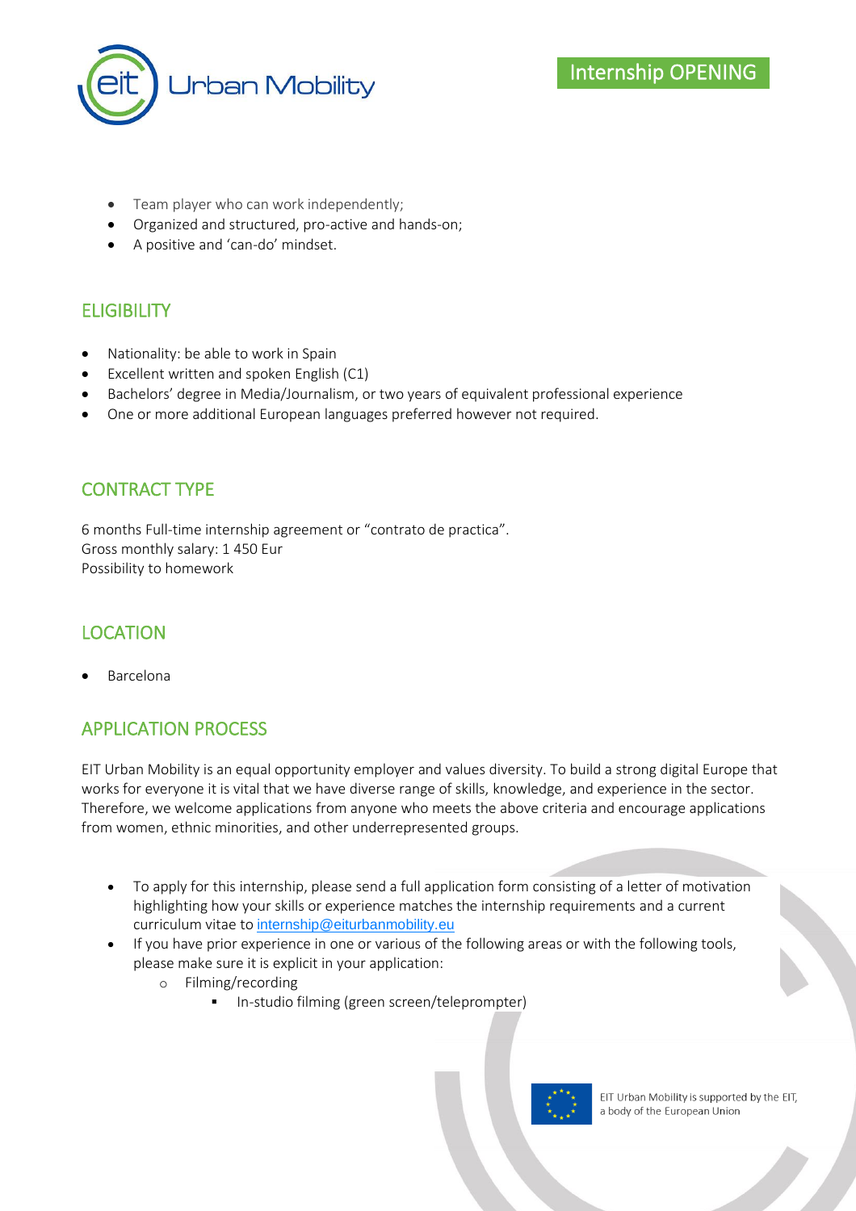- Team player who can work independently;
- Organized and structured, pro-active and hands-on;
- A positive and 'can-do' mindset.

## ELIGIBILITY

- Nationality: be able to work in Spain
- Excellent written and spoken English (C1)
- Bachelors' degree in Media/Journalism, or two years of equivalent professional experience
- One or more additional European languages preferred however not required.

## CONTRACT TYPE

6 months Full-time internship agreement or "contrato de practica".
Gross monthly salary: 1 450 Eur
Possibility to homework

## LOCATION

- Barcelona

## APPLICATION PROCESS

EIT Urban Mobility is an equal opportunity employer and values diversity. To build a strong digital Europe that works for everyone it is vital that we have diverse range of skills, knowledge, and experience in the sector. Therefore, we welcome applications from anyone who meets the above criteria and encourage applications from women, ethnic minorities, and other underrepresented groups.

- To apply for this internship, please send a full application form consisting of a letter of motivation highlighting how your skills or experience matches the internship requirements and a current curriculum vitae to internship@eiturbanmobility.eu
- If you have prior experience in one or various of the following areas or with the following tools, please make sure it is explicit in your application:
    - Filming/recording
        - In-studio filming (green screen/teleprompter)

EIT Urban Mobility is supported by the EIT, a body of the European Union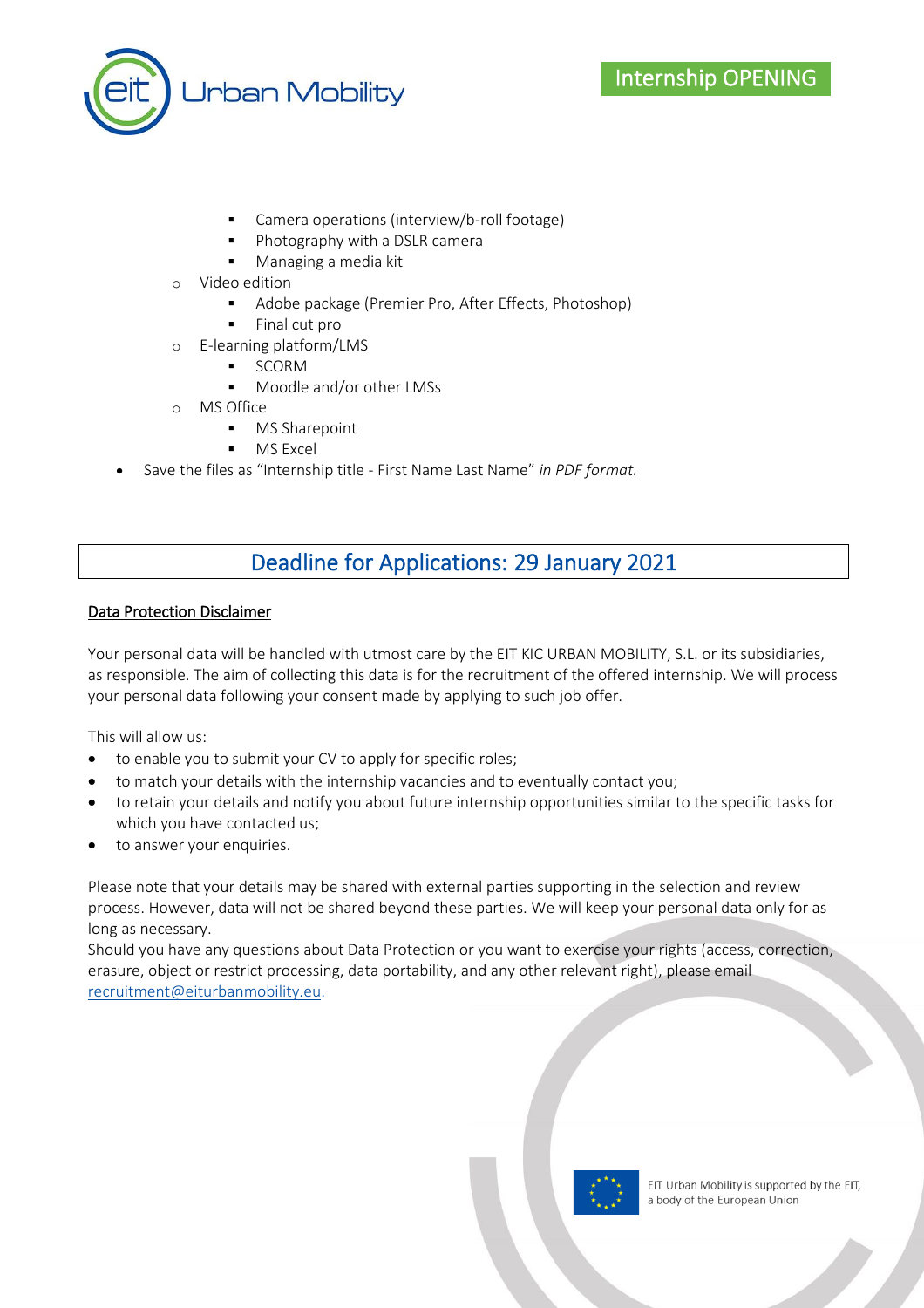- Camera operations (interview/b-roll footage)
      - Photography with a DSLR camera
      - Managing a media kit
  - Video edition
      - Adobe package (Premier Pro, After Effects, Photoshop)
      - Final cut pro
  - E-learning platform/LMS
      - SCORM
      - Moodle and/or other LMSs
  - MS Office
      - MS Sharepoint
      - MS Excel
- Save the files as "Internship title - First Name Last Name" *in PDF format.*

## Deadline for Applications: 29 January 2021

**Data Protection Disclaimer**

Your personal data will be handled with utmost care by the EIT KIC URBAN MOBILITY, S.L. or its subsidiaries, as responsible. The aim of collecting this data is for the recruitment of the offered internship. We will process your personal data following your consent made by applying to such job offer.

This will allow us:

- to enable you to submit your CV to apply for specific roles;
- to match your details with the internship vacancies and to eventually contact you;
- to retain your details and notify you about future internship opportunities similar to the specific tasks for which you have contacted us;
- to answer your enquiries.

Please note that your details may be shared with external parties supporting in the selection and review process. However, data will not be shared beyond these parties. We will keep your personal data only for as long as necessary.
Should you have any questions about Data Protection or you want to exercise your rights (access, correction, erasure, object or restrict processing, data portability, and any other relevant right), please email recruitment@eiturbanmobility.eu.

EIT Urban Mobility is supported by the EIT, a body of the European Union